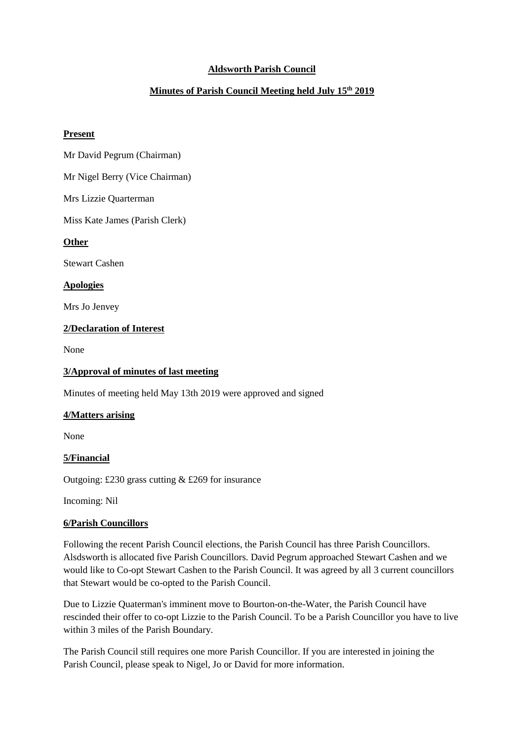# Aldsworth Parish Council

## Minutes of Parish Council Meeting held July 15th 2019

**Present**

Mr David Pegrum (Chairman)

Mr Nigel Berry (Vice Chairman)

Mrs Lizzie Quarterman

Miss Kate James (Parish Clerk)

**Other**

Stewart Cashen

**Apologies**

Mrs Jo Jenvey

**2/Declaration of Interest**

None

**3/Approval of minutes of last meeting**

Minutes of meeting held May 13th 2019 were approved and signed

**4/Matters arising**

None

**5/Financial**

Outgoing: £230 grass cutting & £269 for insurance

Incoming: Nil

**6/Parish Councillors**

Following the recent Parish Council elections, the Parish Council has three Parish Councillors. Alsdsworth is allocated five Parish Councillors. David Pegrum approached Stewart Cashen and we would like to Co-opt Stewart Cashen to the Parish Council. It was agreed by all 3 current councillors that Stewart would be co-opted to the Parish Council.

Due to Lizzie Quaterman's imminent move to Bourton-on-the-Water, the Parish Council have rescinded their offer to co-opt Lizzie to the Parish Council. To be a Parish Councillor you have to live within 3 miles of the Parish Boundary.

The Parish Council still requires one more Parish Councillor. If you are interested in joining the Parish Council, please speak to Nigel, Jo or David for more information.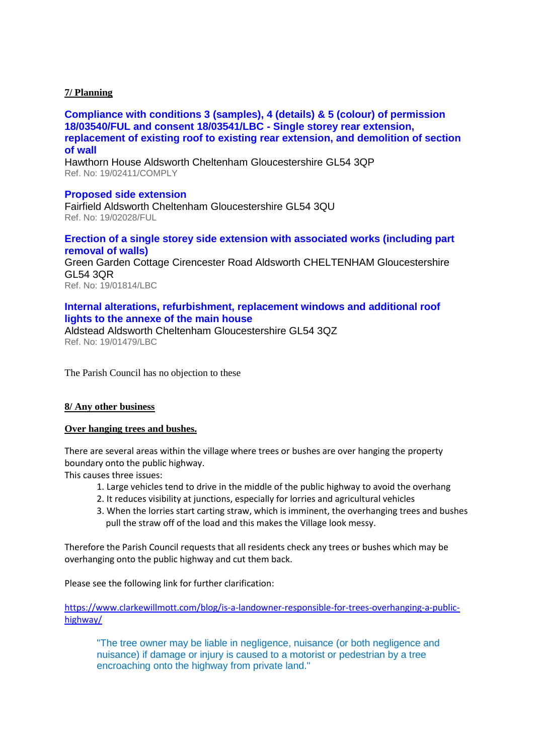## 7/ Planning

**Compliance with conditions 3 (samples), 4 (details) & 5 (colour) of permission 18/03540/FUL and consent 18/03541/LBC - Single storey rear extension, replacement of existing roof to existing rear extension, and demolition of section of wall**

Hawthorn House Aldsworth Cheltenham Gloucestershire GL54 3QP

Ref. No: 19/02411/COMPLY

**Proposed side extension**

Fairfield Aldsworth Cheltenham Gloucestershire GL54 3QU

Ref. No: 19/02028/FUL

**Erection of a single storey side extension with associated works (including part removal of walls)**

Green Garden Cottage Cirencester Road Aldsworth CHELTENHAM Gloucestershire GL54 3QR

Ref. No: 19/01814/LBC

**Internal alterations, refurbishment, replacement windows and additional roof lights to the annexe of the main house**

Aldstead Aldsworth Cheltenham Gloucestershire GL54 3QZ

Ref. No: 19/01479/LBC

The Parish Council has no objection to these

## 8/ Any other business

### Over hanging trees and bushes.

There are several areas within the village where trees or bushes are over hanging the property boundary onto the public highway.

This causes three issues:

1. Large vehicles tend to drive in the middle of the public highway to avoid the overhang
2. It reduces visibility at junctions, especially for lorries and agricultural vehicles
3. When the lorries start carting straw, which is imminent, the overhanging trees and bushes pull the straw off of the load and this makes the Village look messy.

Therefore the Parish Council requests that all residents check any trees or bushes which may be overhanging onto the public highway and cut them back.

Please see the following link for further clarification:

https://www.clarkewillmott.com/blog/is-a-landowner-responsible-for-trees-overhanging-a-public-highway/

> "The tree owner may be liable in negligence, nuisance (or both negligence and nuisance) if damage or injury is caused to a motorist or pedestrian by a tree encroaching onto the highway from private land."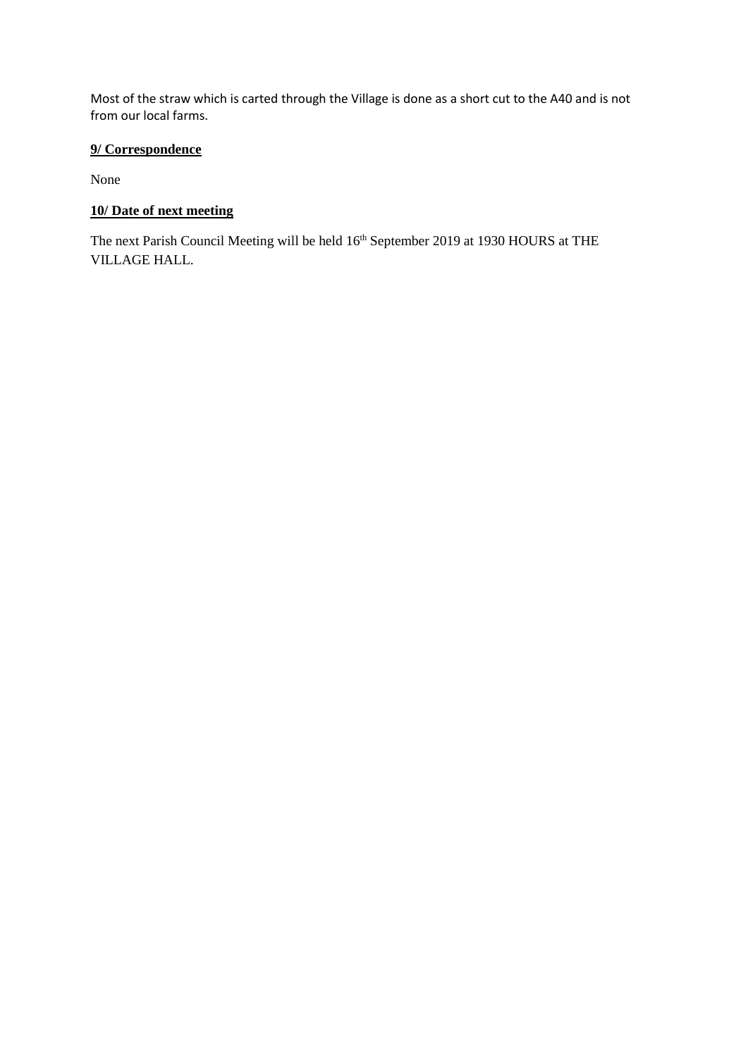Most of the straw which is carted through the Village is done as a short cut to the A40 and is not from our local farms.

**9/ Correspondence**

None

**10/ Date of next meeting**

The next Parish Council Meeting will be held 16th September 2019 at 1930 HOURS at THE VILLAGE HALL.